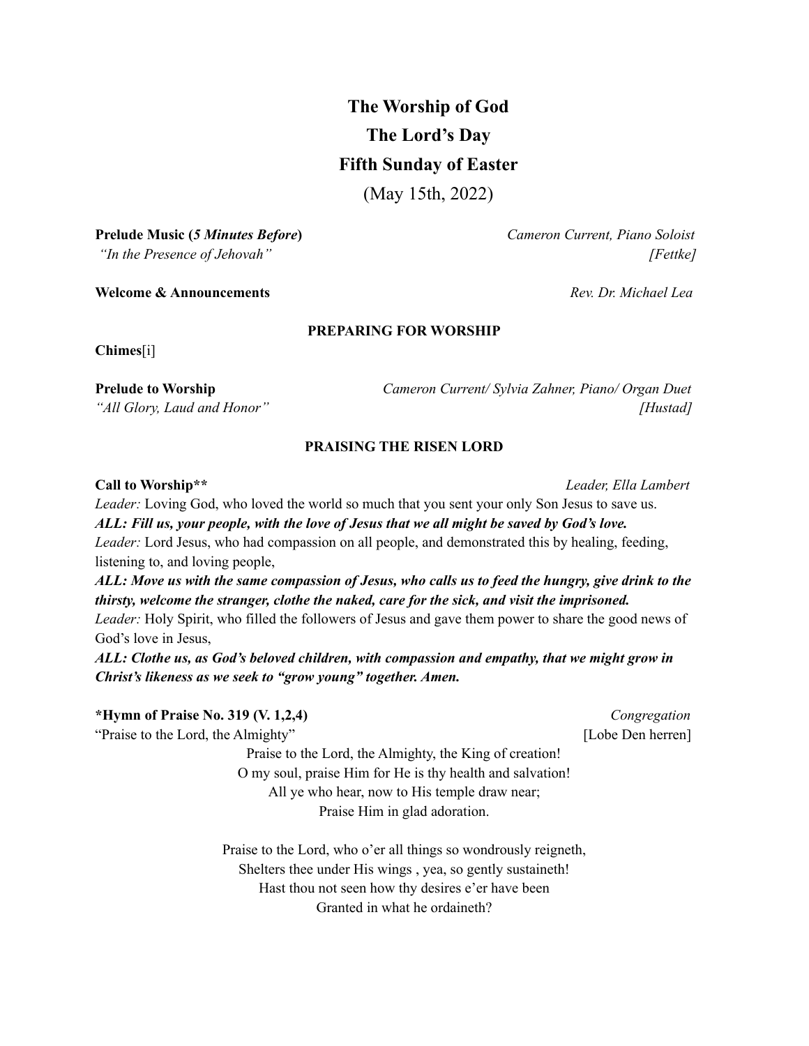# The Worship of God

## The Lord's Day

## Fifth Sunday of Easter

(May 15th, 2022)

**Prelude Music (*5 Minutes Before*)** *Cameron Current, Piano Soloist*
*"In the Presence of Jehovah"* *[Fettke]*

**Welcome & Announcements** *Rev. Dr. Michael Lea*

**PREPARING FOR WORSHIP**

**Chimes**[i]

**Prelude to Worship** *Cameron Current/ Sylvia Zahner, Piano/ Organ Duet*
*"All Glory, Laud and Honor"* *[Hustad]*

**PRAISING THE RISEN LORD**

**Call to Worship**** *Leader, Ella Lambert*

*Leader:* Loving God, who loved the world so much that you sent your only Son Jesus to save us.

***ALL: Fill us, your people, with the love of Jesus that we all might be saved by God's love.***

*Leader:* Lord Jesus, who had compassion on all people, and demonstrated this by healing, feeding, listening to, and loving people,

***ALL: Move us with the same compassion of Jesus, who calls us to feed the hungry, give drink to the thirsty, welcome the stranger, clothe the naked, care for the sick, and visit the imprisoned.***

*Leader:* Holy Spirit, who filled the followers of Jesus and gave them power to share the good news of God's love in Jesus,

***ALL: Clothe us, as God's beloved children, with compassion and empathy, that we might grow in Christ's likeness as we seek to "grow young" together. Amen.***

***Hymn of Praise No. 319 (V. 1,2,4)** *Congregation*
"Praise to the Lord, the Almighty" [Lobe Den herren]

Praise to the Lord, the Almighty, the King of creation!
O my soul, praise Him for He is thy health and salvation!
All ye who hear, now to His temple draw near;
Praise Him in glad adoration.

Praise to the Lord, who o'er all things so wondrously reigneth,
Shelters thee under His wings , yea, so gently sustaineth!
Hast thou not seen how thy desires e'er have been
Granted in what he ordaineth?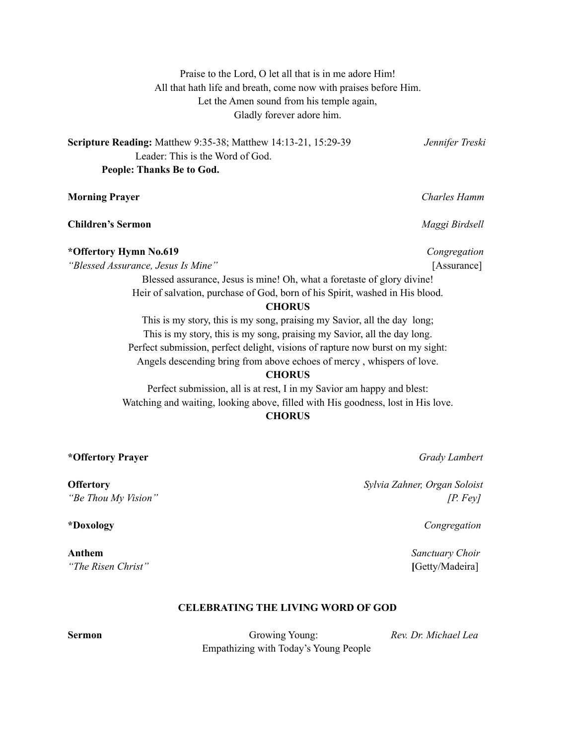Praise to the Lord, O let all that is in me adore Him!
All that hath life and breath, come now with praises before Him.
Let the Amen sound from his temple again,
Gladly forever adore him.

**Scripture Reading:** Matthew 9:35-38; Matthew 14:13-21, 15:29-39 *Jennifer Treski*

Leader: This is the Word of God.

**People: Thanks Be to God.**

**Morning Prayer** *Charles Hamm*

**Children's Sermon** *Maggi Birdsell*

**\*Offertory Hymn No.619** *Congregation*

*"Blessed Assurance, Jesus Is Mine"* [Assurance]

Blessed assurance, Jesus is mine! Oh, what a foretaste of glory divine!
Heir of salvation, purchase of God, born of his Spirit, washed in His blood.

**CHORUS**

This is my story, this is my song, praising my Savior, all the day long;
This is my story, this is my song, praising my Savior, all the day long.
Perfect submission, perfect delight, visions of rapture now burst on my sight:
Angels descending bring from above echoes of mercy , whispers of love.

**CHORUS**

Perfect submission, all is at rest, I in my Savior am happy and blest:
Watching and waiting, looking above, filled with His goodness, lost in His love.

**CHORUS**

**\*Offertory Prayer** *Grady Lambert*

**Offertory** *Sylvia Zahner, Organ Soloist*

*"Be Thou My Vision"* *[P. Fey]*

**\*Doxology** *Congregation*

**Anthem** *Sanctuary Choir*

*"The Risen Christ"* [Getty/Madeira]

## CELEBRATING THE LIVING WORD OF GOD

**Sermon** Growing Young: Empathizing with Today's Young People *Rev. Dr. Michael Lea*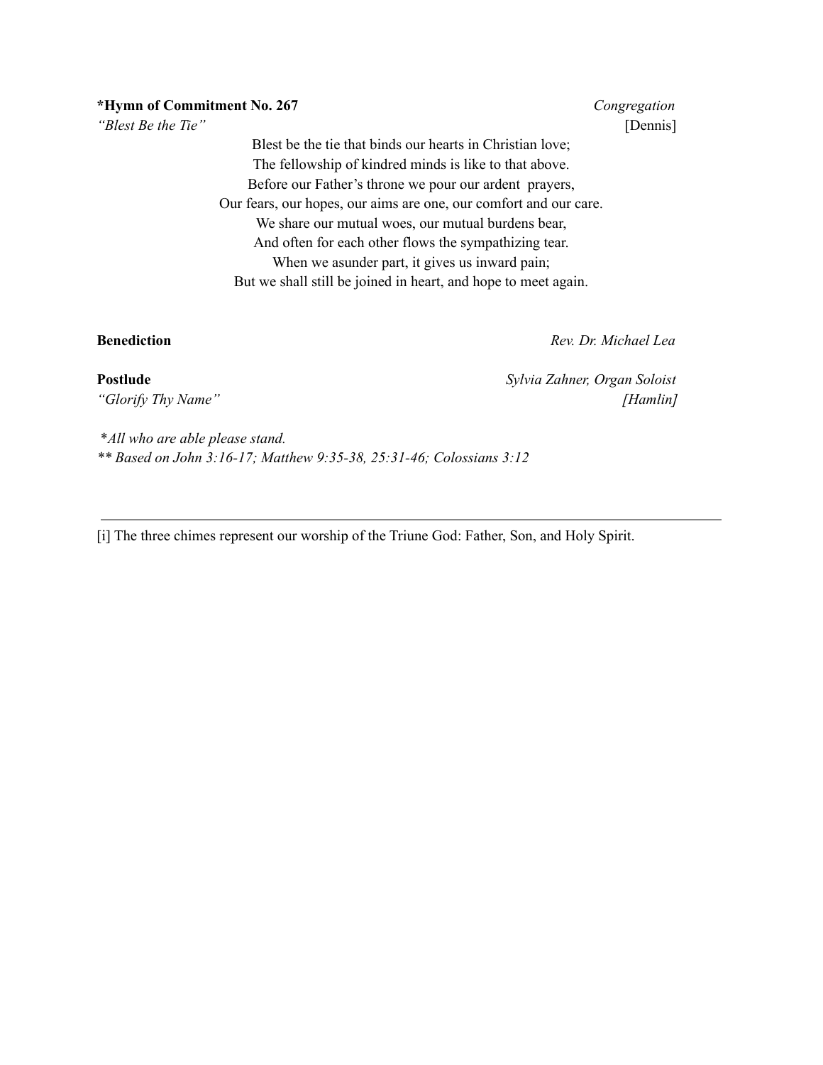**\*Hymn of Commitment No. 267** *Congregation*

*"Blest Be the Tie"* [Dennis]

Blest be the tie that binds our hearts in Christian love;
The fellowship of kindred minds is like to that above.
Before our Father's throne we pour our ardent prayers,
Our fears, our hopes, our aims are one, our comfort and our care.
We share our mutual woes, our mutual burdens bear,
And often for each other flows the sympathizing tear.
When we asunder part, it gives us inward pain;
But we shall still be joined in heart, and hope to meet again.

**Benediction** *Rev. Dr. Michael Lea*

**Postlude** *Sylvia Zahner, Organ Soloist*

*"Glorify Thy Name"* *[Hamlin]*

*\*All who are able please stand.*

*\*\* Based on John 3:16-17; Matthew 9:35-38, 25:31-46; Colossians 3:12*

---

[i] The three chimes represent our worship of the Triune God: Father, Son, and Holy Spirit.